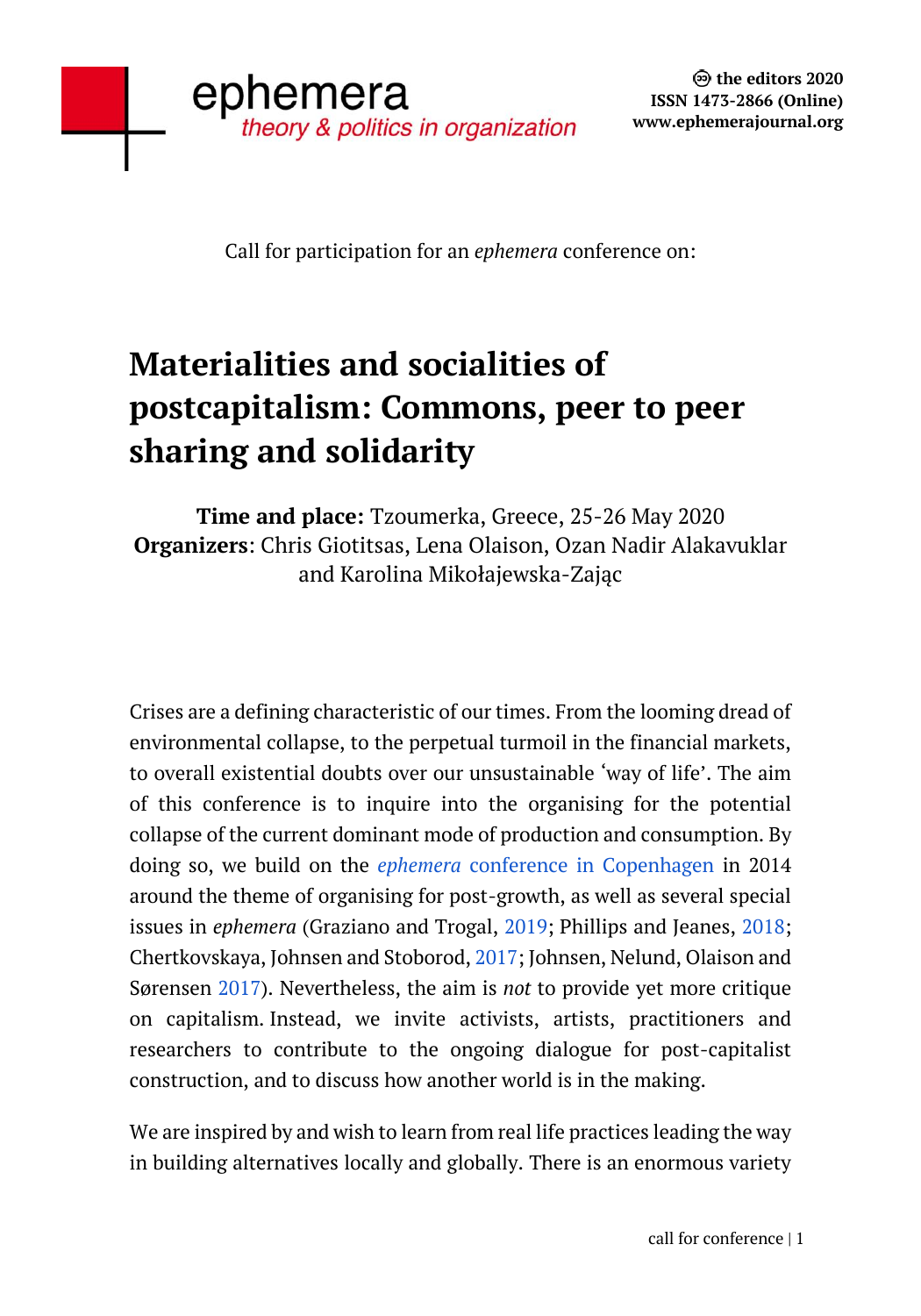ephemera
*theory & politics in organization*

© the editors 2020
ISSN 1473-2866 (Online)
www.ephemerajournal.org

Call for participation for an *ephemera* conference on:

# Materialities and socialities of postcapitalism: Commons, peer to peer sharing and solidarity

**Time and place:** Tzoumerka, Greece, 25-26 May 2020
**Organizers**: Chris Giotitsas, Lena Olaison, Ozan Nadir Alakavuklar and Karolina Mikołajewska-Zając

Crises are a defining characteristic of our times. From the looming dread of environmental collapse, to the perpetual turmoil in the financial markets, to overall existential doubts over our unsustainable 'way of life'. The aim of this conference is to inquire into the organising for the potential collapse of the current dominant mode of production and consumption. By doing so, we build on the *ephemera* conference in Copenhagen in 2014 around the theme of organising for post-growth, as well as several special issues in *ephemera* (Graziano and Trogal, 2019; Phillips and Jeanes, 2018; Chertkovskaya, Johnsen and Stoborod, 2017; Johnsen, Nelund, Olaison and Sørensen 2017). Nevertheless, the aim is *not* to provide yet more critique on capitalism. Instead, we invite activists, artists, practitioners and researchers to contribute to the ongoing dialogue for post-capitalist construction, and to discuss how another world is in the making.

We are inspired by and wish to learn from real life practices leading the way in building alternatives locally and globally. There is an enormous variety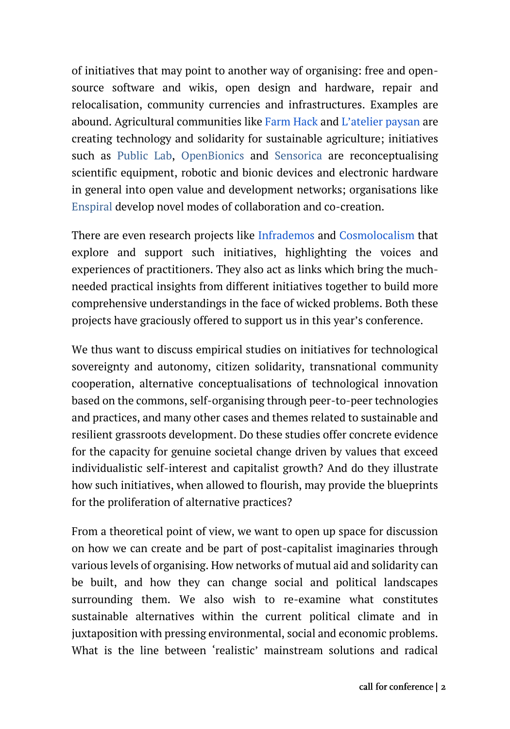of initiatives that may point to another way of organising: free and open-source software and wikis, open design and hardware, repair and relocalisation, community currencies and infrastructures. Examples are abound. Agricultural communities like Farm Hack and L'atelier paysan are creating technology and solidarity for sustainable agriculture; initiatives such as Public Lab, OpenBionics and Sensorica are reconceptualising scientific equipment, robotic and bionic devices and electronic hardware in general into open value and development networks; organisations like Enspiral develop novel modes of collaboration and co-creation.

There are even research projects like Infrademos and Cosmolocalism that explore and support such initiatives, highlighting the voices and experiences of practitioners. They also act as links which bring the much-needed practical insights from different initiatives together to build more comprehensive understandings in the face of wicked problems. Both these projects have graciously offered to support us in this year's conference.

We thus want to discuss empirical studies on initiatives for technological sovereignty and autonomy, citizen solidarity, transnational community cooperation, alternative conceptualisations of technological innovation based on the commons, self-organising through peer-to-peer technologies and practices, and many other cases and themes related to sustainable and resilient grassroots development. Do these studies offer concrete evidence for the capacity for genuine societal change driven by values that exceed individualistic self-interest and capitalist growth? And do they illustrate how such initiatives, when allowed to flourish, may provide the blueprints for the proliferation of alternative practices?

From a theoretical point of view, we want to open up space for discussion on how we can create and be part of post-capitalist imaginaries through various levels of organising. How networks of mutual aid and solidarity can be built, and how they can change social and political landscapes surrounding them. We also wish to re-examine what constitutes sustainable alternatives within the current political climate and in juxtaposition with pressing environmental, social and economic problems. What is the line between 'realistic' mainstream solutions and radical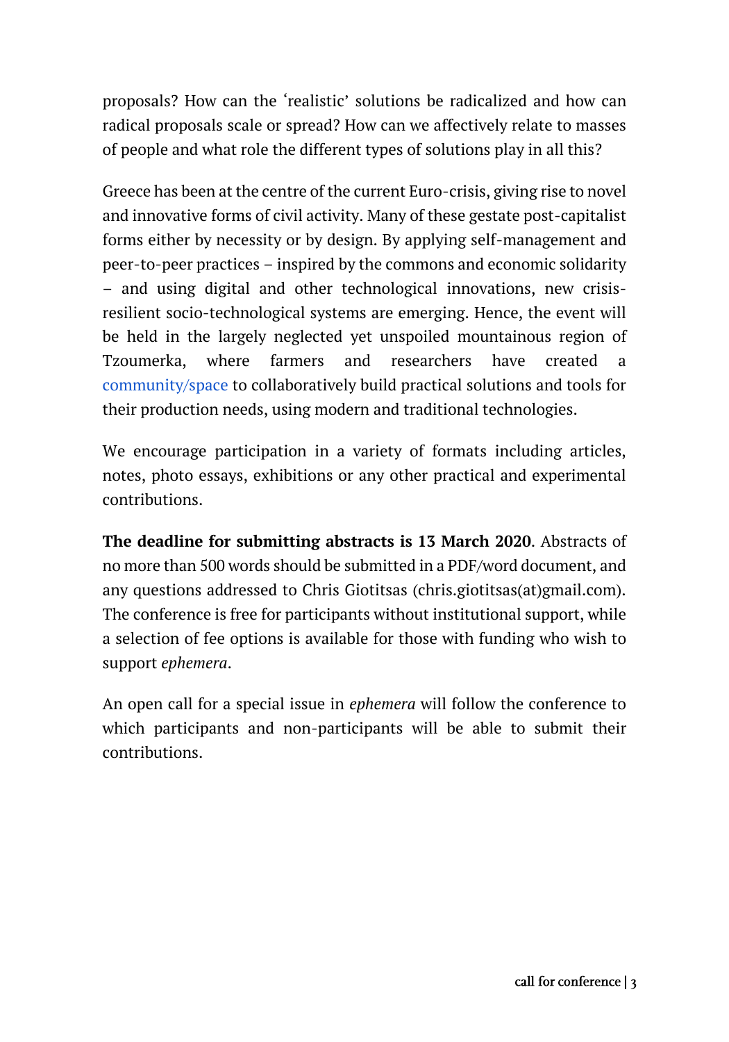proposals? How can the 'realistic' solutions be radicalized and how can radical proposals scale or spread? How can we affectively relate to masses of people and what role the different types of solutions play in all this?

Greece has been at the centre of the current Euro-crisis, giving rise to novel and innovative forms of civil activity. Many of these gestate post-capitalist forms either by necessity or by design. By applying self-management and peer-to-peer practices – inspired by the commons and economic solidarity – and using digital and other technological innovations, new crisis-resilient socio-technological systems are emerging. Hence, the event will be held in the largely neglected yet unspoiled mountainous region of Tzoumerka, where farmers and researchers have created a community/space to collaboratively build practical solutions and tools for their production needs, using modern and traditional technologies.

We encourage participation in a variety of formats including articles, notes, photo essays, exhibitions or any other practical and experimental contributions.

**The deadline for submitting abstracts is 13 March 2020**. Abstracts of no more than 500 words should be submitted in a PDF/word document, and any questions addressed to Chris Giotitsas (chris.giotitsas(at)gmail.com). The conference is free for participants without institutional support, while a selection of fee options is available for those with funding who wish to support *ephemera*.

An open call for a special issue in *ephemera* will follow the conference to which participants and non-participants will be able to submit their contributions.